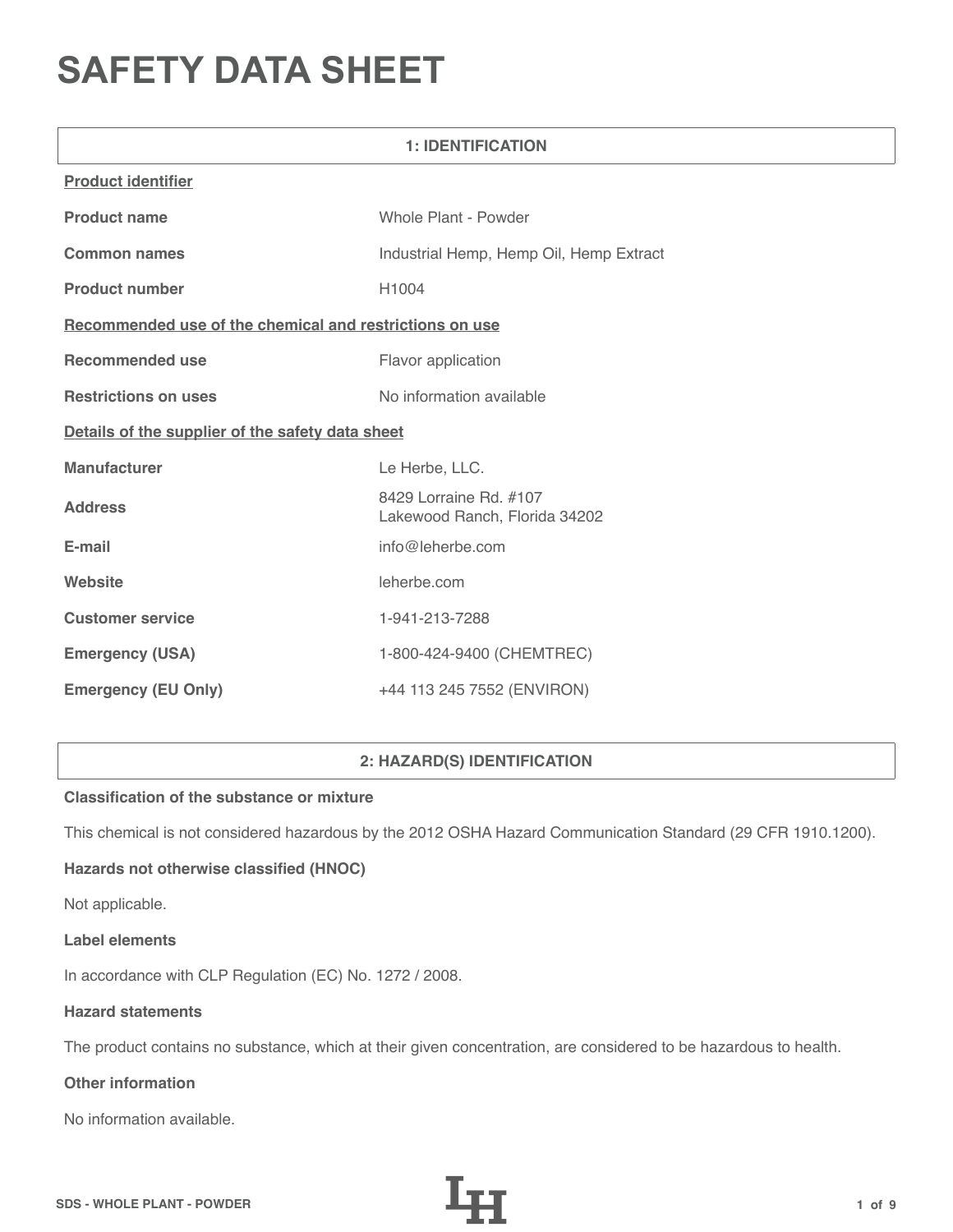# SAFETY DATA SHEET

## 1: IDENTIFICATION

**Product identifier**

| | |
|---|---|
| **Product name** | Whole Plant - Powder |
| **Common names** | Industrial Hemp, Hemp Oil, Hemp Extract |
| **Product number** | H1004 |

**Recommended use of the chemical and restrictions on use**

| | |
|---|---|
| **Recommended use** | Flavor application |
| **Restrictions on uses** | No information available |

**Details of the supplier of the safety data sheet**

| | |
|---|---|
| **Manufacturer** | Le Herbe, LLC. |
| **Address** | 8429 Lorraine Rd. #107<br>Lakewood Ranch, Florida 34202 |
| **E-mail** | info@leherbe.com |
| **Website** | leherbe.com |
| **Customer service** | 1-941-213-7288 |
| **Emergency (USA)** | 1-800-424-9400 (CHEMTREC) |
| **Emergency (EU Only)** | +44 113 245 7552 (ENVIRON) |

## 2: HAZARD(S) IDENTIFICATION

**Classification of the substance or mixture**

This chemical is not considered hazardous by the 2012 OSHA Hazard Communication Standard (29 CFR 1910.1200).

**Hazards not otherwise classified (HNOC)**

Not applicable.

**Label elements**

In accordance with CLP Regulation (EC) No. 1272 / 2008.

**Hazard statements**

The product contains no substance, which at their given concentration, are considered to be hazardous to health.

**Other information**

No information available.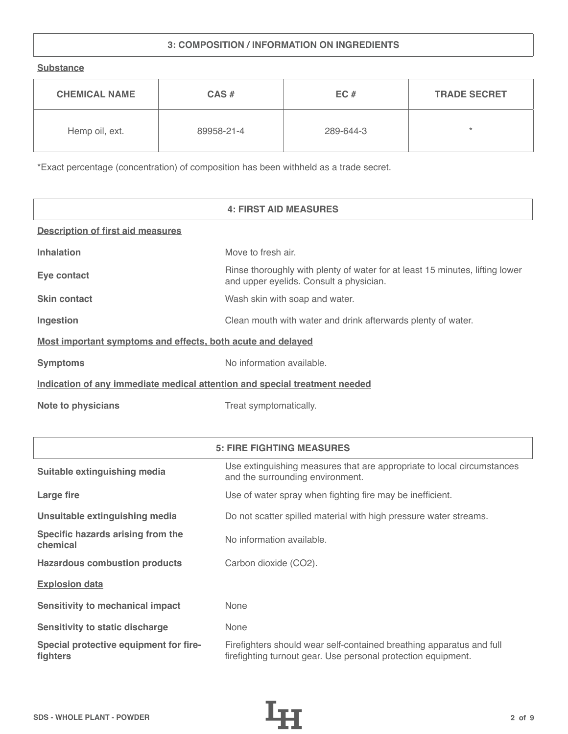## 3: COMPOSITION / INFORMATION ON INGREDIENTS

**Substance**

| CHEMICAL NAME | CAS # | EC # | TRADE SECRET |
|---|---|---|---|
| Hemp oil, ext. | 89958-21-4 | 289-644-3 | * |

*Exact percentage (concentration) of composition has been withheld as a trade secret.

## 4: FIRST AID MEASURES

**Description of first aid measures**

**Inhalation** Move to fresh air.

**Eye contact** Rinse thoroughly with plenty of water for at least 15 minutes, lifting lower and upper eyelids. Consult a physician.

**Skin contact** Wash skin with soap and water.

**Ingestion** Clean mouth with water and drink afterwards plenty of water.

**Most important symptoms and effects, both acute and delayed**

**Symptoms** No information available.

**Indication of any immediate medical attention and special treatment needed**

**Note to physicians** Treat symptomatically.

## 5: FIRE FIGHTING MEASURES

**Suitable extinguishing media** Use extinguishing measures that are appropriate to local circumstances and the surrounding environment.

**Large fire** Use of water spray when fighting fire may be inefficient.

**Unsuitable extinguishing media** Do not scatter spilled material with high pressure water streams.

**Specific hazards arising from the chemical** No information available.

**Hazardous combustion products** Carbon dioxide ($CO_2$).

**Explosion data**

**Sensitivity to mechanical impact** None

**Sensitivity to static discharge** None

**Special protective equipment for fire-fighters** Firefighters should wear self-contained breathing apparatus and full firefighting turnout gear. Use personal protection equipment.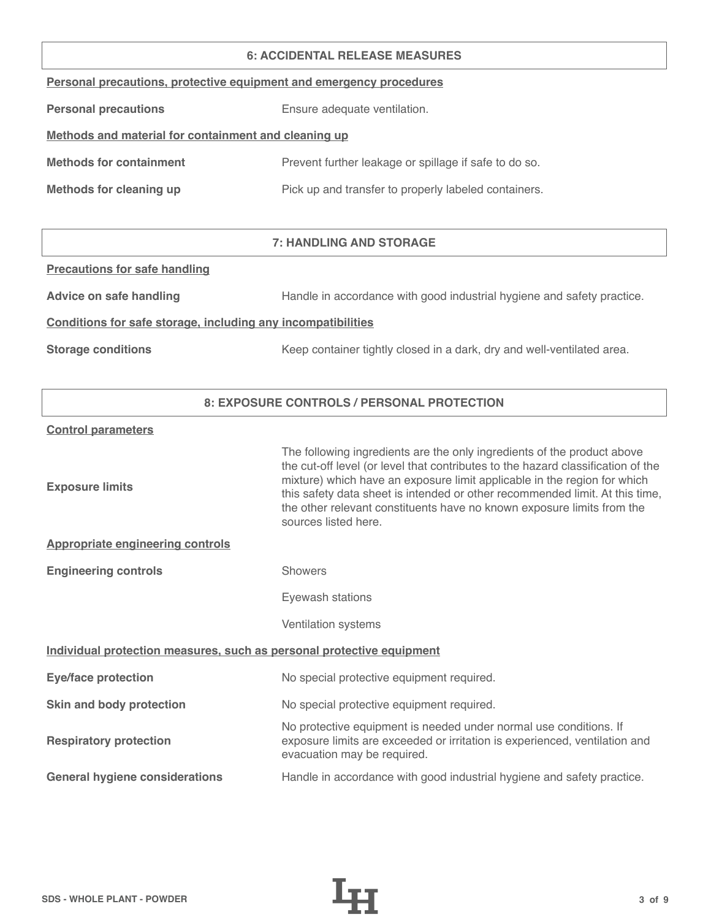## 6: ACCIDENTAL RELEASE MEASURES

**Personal precautions, protective equipment and emergency procedures**

| | |
|---|---|
| **Personal precautions** | Ensure adequate ventilation. |

**Methods and material for containment and cleaning up**

| | |
|---|---|
| **Methods for containment** | Prevent further leakage or spillage if safe to do so. |
| **Methods for cleaning up** | Pick up and transfer to properly labeled containers. |

## 7: HANDLING AND STORAGE

**Precautions for safe handling**

| | |
|---|---|
| **Advice on safe handling** | Handle in accordance with good industrial hygiene and safety practice. |

**Conditions for safe storage, including any incompatibilities**

| | |
|---|---|
| **Storage conditions** | Keep container tightly closed in a dark, dry and well-ventilated area. |

## 8: EXPOSURE CONTROLS / PERSONAL PROTECTION

**Control parameters**

| | |
|---|---|
| **Exposure limits** | The following ingredients are the only ingredients of the product above the cut-off level (or level that contributes to the hazard classification of the mixture) which have an exposure limit applicable in the region for which this safety data sheet is intended or other recommended limit. At this time, the other relevant constituents have no known exposure limits from the sources listed here. |

**Appropriate engineering controls**

| | |
|---|---|
| **Engineering controls** | Showers |
| | Eyewash stations |
| | Ventilation systems |

**Individual protection measures, such as personal protective equipment**

| | |
|---|---|
| **Eye/face protection** | No special protective equipment required. |
| **Skin and body protection** | No special protective equipment required. |
| **Respiratory protection** | No protective equipment is needed under normal use conditions. If exposure limits are exceeded or irritation is experienced, ventilation and evacuation may be required. |
| **General hygiene considerations** | Handle in accordance with good industrial hygiene and safety practice. |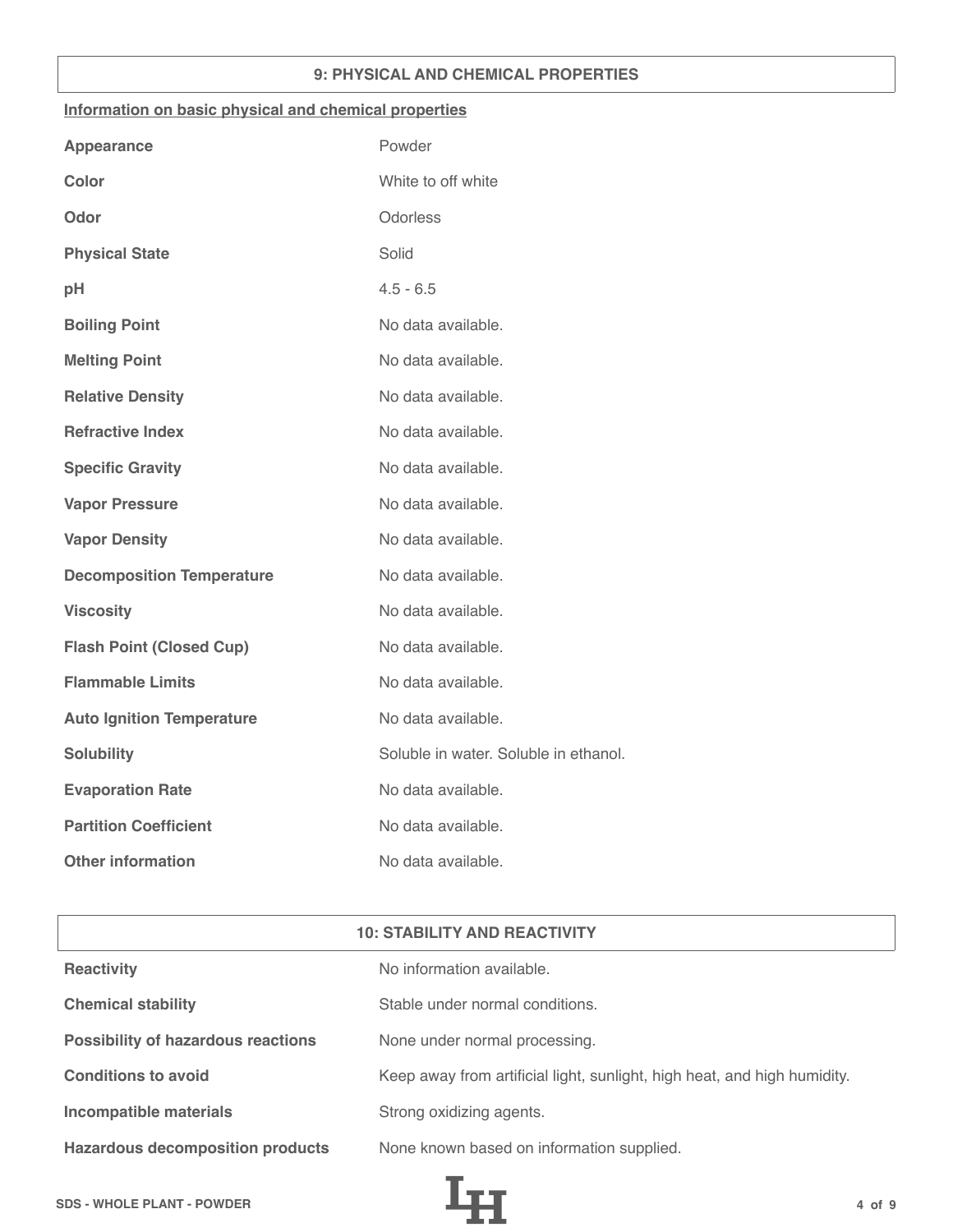## 9: PHYSICAL AND CHEMICAL PROPERTIES

**Information on basic physical and chemical properties**

| | |
|---|---|
| **Appearance** | Powder |
| **Color** | White to off white |
| **Odor** | Odorless |
| **Physical State** | Solid |
| **pH** | 4.5 - 6.5 |
| **Boiling Point** | No data available. |
| **Melting Point** | No data available. |
| **Relative Density** | No data available. |
| **Refractive Index** | No data available. |
| **Specific Gravity** | No data available. |
| **Vapor Pressure** | No data available. |
| **Vapor Density** | No data available. |
| **Decomposition Temperature** | No data available. |
| **Viscosity** | No data available. |
| **Flash Point (Closed Cup)** | No data available. |
| **Flammable Limits** | No data available. |
| **Auto Ignition Temperature** | No data available. |
| **Solubility** | Soluble in water. Soluble in ethanol. |
| **Evaporation Rate** | No data available. |
| **Partition Coefficient** | No data available. |
| **Other information** | No data available. |

## 10: STABILITY AND REACTIVITY

| | |
|---|---|
| **Reactivity** | No information available. |
| **Chemical stability** | Stable under normal conditions. |
| **Possibility of hazardous reactions** | None under normal processing. |
| **Conditions to avoid** | Keep away from artificial light, sunlight, high heat, and high humidity. |
| **Incompatible materials** | Strong oxidizing agents. |
| **Hazardous decomposition products** | None known based on information supplied. |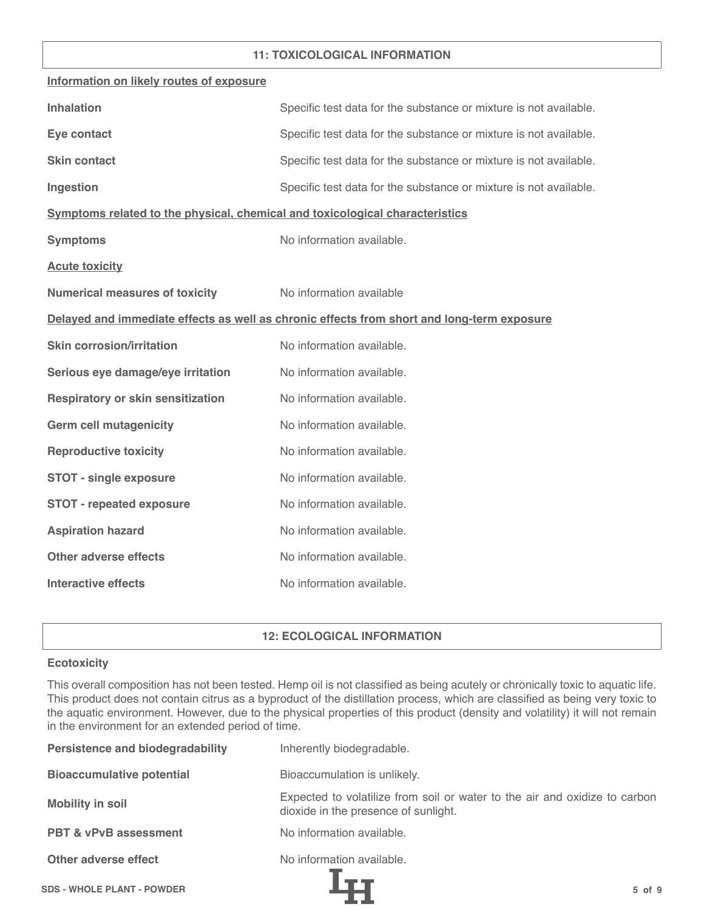## 11: TOXICOLOGICAL INFORMATION

**Information on likely routes of exposure**

| | |
|---|---|
| **Inhalation** | Specific test data for the substance or mixture is not available. |
| **Eye contact** | Specific test data for the substance or mixture is not available. |
| **Skin contact** | Specific test data for the substance or mixture is not available. |
| **Ingestion** | Specific test data for the substance or mixture is not available. |

**Symptoms related to the physical, chemical and toxicological characteristics**

| | |
|---|---|
| **Symptoms** | No information available. |

**Acute toxicity**

| | |
|---|---|
| **Numerical measures of toxicity** | No information available |

**Delayed and immediate effects as well as chronic effects from short and long-term exposure**

| | |
|---|---|
| **Skin corrosion/irritation** | No information available. |
| **Serious eye damage/eye irritation** | No information available. |
| **Respiratory or skin sensitization** | No information available. |
| **Germ cell mutagenicity** | No information available. |
| **Reproductive toxicity** | No information available. |
| **STOT - single exposure** | No information available. |
| **STOT - repeated exposure** | No information available. |
| **Aspiration hazard** | No information available. |
| **Other adverse effects** | No information available. |
| **Interactive effects** | No information available. |

## 12: ECOLOGICAL INFORMATION

**Ecotoxicity**

This overall composition has not been tested. Hemp oil is not classified as being acutely or chronically toxic to aquatic life. This product does not contain citrus as a byproduct of the distillation process, which are classified as being very toxic to the aquatic environment. However, due to the physical properties of this product (density and volatility) it will not remain in the environment for an extended period of time.

| | |
|---|---|
| **Persistence and biodegradability** | Inherently biodegradable. |
| **Bioaccumulative potential** | Bioaccumulation is unlikely. |
| **Mobility in soil** | Expected to volatilize from soil or water to the air and oxidize to carbon dioxide in the presence of sunlight. |
| **PBT & vPvB assessment** | No information available. |
| **Other adverse effect** | No information available. |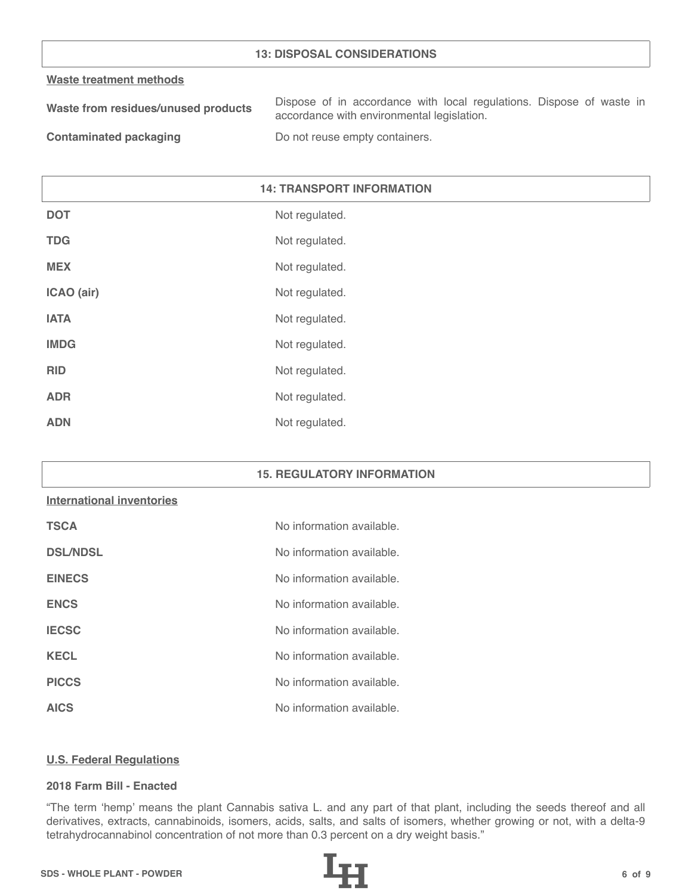## 13: DISPOSAL CONSIDERATIONS

**Waste treatment methods**

| | |
|---|---|
| **Waste from residues/unused products** | Dispose of in accordance with local regulations. Dispose of waste in accordance with environmental legislation. |
| **Contaminated packaging** | Do not reuse empty containers. |

## 14: TRANSPORT INFORMATION

| | |
|---|---|
| **DOT** | Not regulated. |
| **TDG** | Not regulated. |
| **MEX** | Not regulated. |
| **ICAO (air)** | Not regulated. |
| **IATA** | Not regulated. |
| **IMDG** | Not regulated. |
| **RID** | Not regulated. |
| **ADR** | Not regulated. |
| **ADN** | Not regulated. |

## 15. REGULATORY INFORMATION

**International inventories**

| | |
|---|---|
| **TSCA** | No information available. |
| **DSL/NDSL** | No information available. |
| **EINECS** | No information available. |
| **ENCS** | No information available. |
| **IECSC** | No information available. |
| **KECL** | No information available. |
| **PICCS** | No information available. |
| **AICS** | No information available. |

**U.S. Federal Regulations**

**2018 Farm Bill - Enacted**

“The term ‘hemp’ means the plant Cannabis sativa L. and any part of that plant, including the seeds thereof and all derivatives, extracts, cannabinoids, isomers, acids, salts, and salts of isomers, whether growing or not, with a delta-9 tetrahydrocannabinol concentration of not more than 0.3 percent on a dry weight basis.”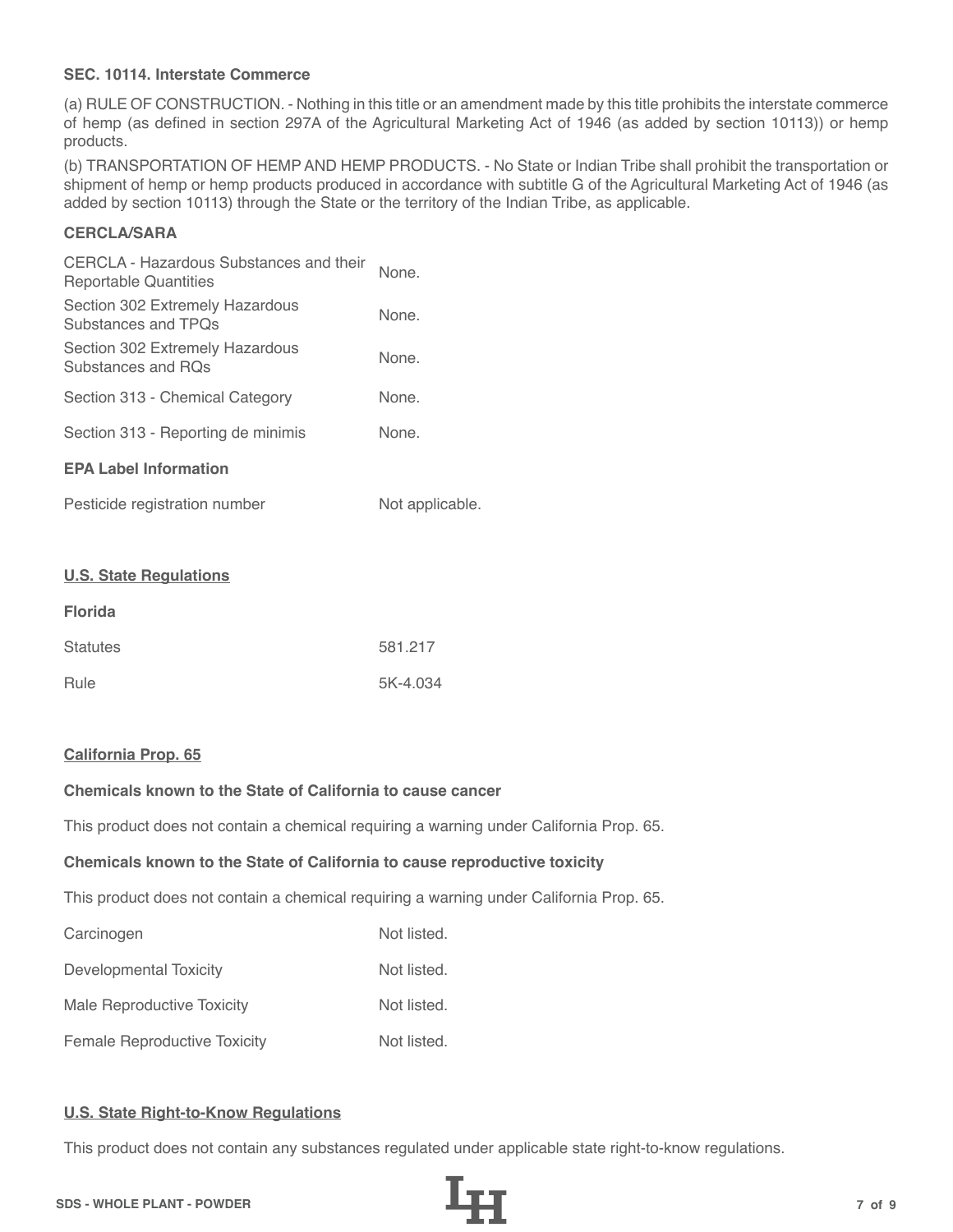**SEC. 10114. Interstate Commerce**

(a) RULE OF CONSTRUCTION. - Nothing in this title or an amendment made by this title prohibits the interstate commerce of hemp (as defined in section 297A of the Agricultural Marketing Act of 1946 (as added by section 10113)) or hemp products.

(b) TRANSPORTATION OF HEMP AND HEMP PRODUCTS. - No State or Indian Tribe shall prohibit the transportation or shipment of hemp or hemp products produced in accordance with subtitle G of the Agricultural Marketing Act of 1946 (as added by section 10113) through the State or the territory of the Indian Tribe, as applicable.

**CERCLA/SARA**

| | |
|---|---|
| CERCLA - Hazardous Substances and their Reportable Quantities | None. |
| Section 302 Extremely Hazardous Substances and TPQs | None. |
| Section 302 Extremely Hazardous Substances and RQs | None. |
| Section 313 - Chemical Category | None. |
| Section 313 - Reporting de minimis | None. |

**EPA Label Information**

| | |
|---|---|
| Pesticide registration number | Not applicable. |

**U.S. State Regulations**

**Florida**

| | |
|---|---|
| Statutes | 581.217 |
| Rule | 5K-4.034 |

**California Prop. 65**

**Chemicals known to the State of California to cause cancer**

This product does not contain a chemical requiring a warning under California Prop. 65.

**Chemicals known to the State of California to cause reproductive toxicity**

This product does not contain a chemical requiring a warning under California Prop. 65.

| | |
|---|---|
| Carcinogen | Not listed. |
| Developmental Toxicity | Not listed. |
| Male Reproductive Toxicity | Not listed. |
| Female Reproductive Toxicity | Not listed. |

**U.S. State Right-to-Know Regulations**

This product does not contain any substances regulated under applicable state right-to-know regulations.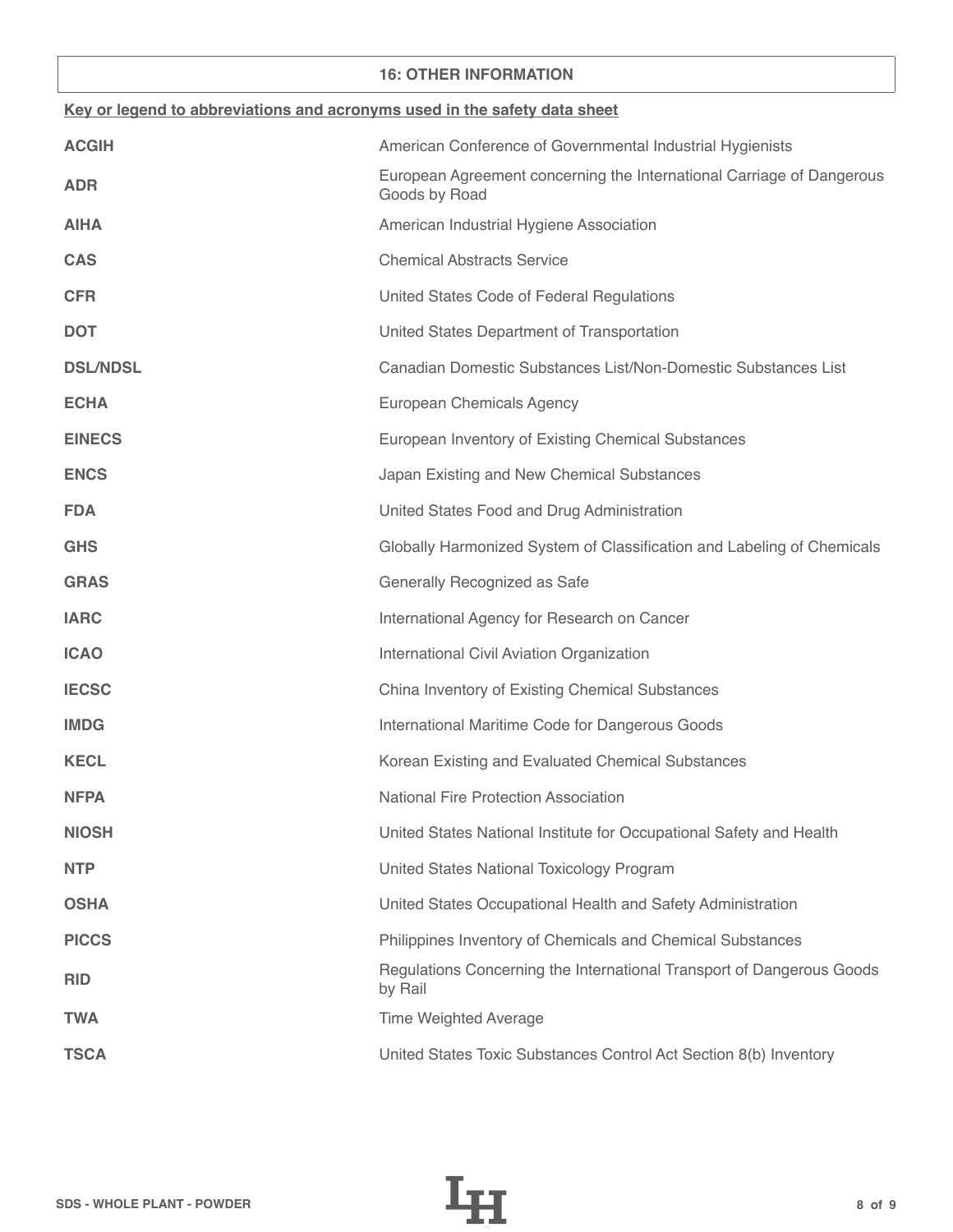## 16: OTHER INFORMATION

**Key or legend to abbreviations and acronyms used in the safety data sheet**

| | |
|---|---|
| **ACGIH** | American Conference of Governmental Industrial Hygienists |
| **ADR** | European Agreement concerning the International Carriage of Dangerous Goods by Road |
| **AIHA** | American Industrial Hygiene Association |
| **CAS** | Chemical Abstracts Service |
| **CFR** | United States Code of Federal Regulations |
| **DOT** | United States Department of Transportation |
| **DSL/NDSL** | Canadian Domestic Substances List/Non-Domestic Substances List |
| **ECHA** | European Chemicals Agency |
| **EINECS** | European Inventory of Existing Chemical Substances |
| **ENCS** | Japan Existing and New Chemical Substances |
| **FDA** | United States Food and Drug Administration |
| **GHS** | Globally Harmonized System of Classification and Labeling of Chemicals |
| **GRAS** | Generally Recognized as Safe |
| **IARC** | International Agency for Research on Cancer |
| **ICAO** | International Civil Aviation Organization |
| **IECSC** | China Inventory of Existing Chemical Substances |
| **IMDG** | International Maritime Code for Dangerous Goods |
| **KECL** | Korean Existing and Evaluated Chemical Substances |
| **NFPA** | National Fire Protection Association |
| **NIOSH** | United States National Institute for Occupational Safety and Health |
| **NTP** | United States National Toxicology Program |
| **OSHA** | United States Occupational Health and Safety Administration |
| **PICCS** | Philippines Inventory of Chemicals and Chemical Substances |
| **RID** | Regulations Concerning the International Transport of Dangerous Goods by Rail |
| **TWA** | Time Weighted Average |
| **TSCA** | United States Toxic Substances Control Act Section 8(b) Inventory |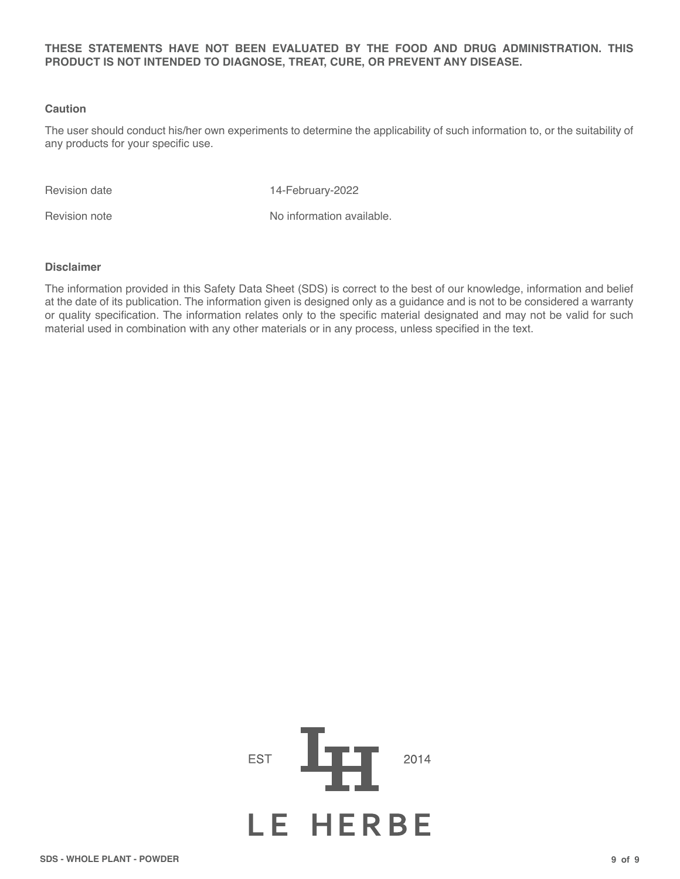**THESE STATEMENTS HAVE NOT BEEN EVALUATED BY THE FOOD AND DRUG ADMINISTRATION. THIS PRODUCT IS NOT INTENDED TO DIAGNOSE, TREAT, CURE, OR PREVENT ANY DISEASE.**

**Caution**

The user should conduct his/her own experiments to determine the applicability of such information to, or the suitability of any products for your specific use.

| | |
|---|---|
| Revision date | 14-February-2022 |
| Revision note | No information available. |

**Disclaimer**

The information provided in this Safety Data Sheet (SDS) is correct to the best of our knowledge, information and belief at the date of its publication. The information given is designed only as a guidance and is not to be considered a warranty or quality specification. The information relates only to the specific material designated and may not be valid for such material used in combination with any other materials or in any process, unless specified in the text.

EST LH 2014

LE HERBE